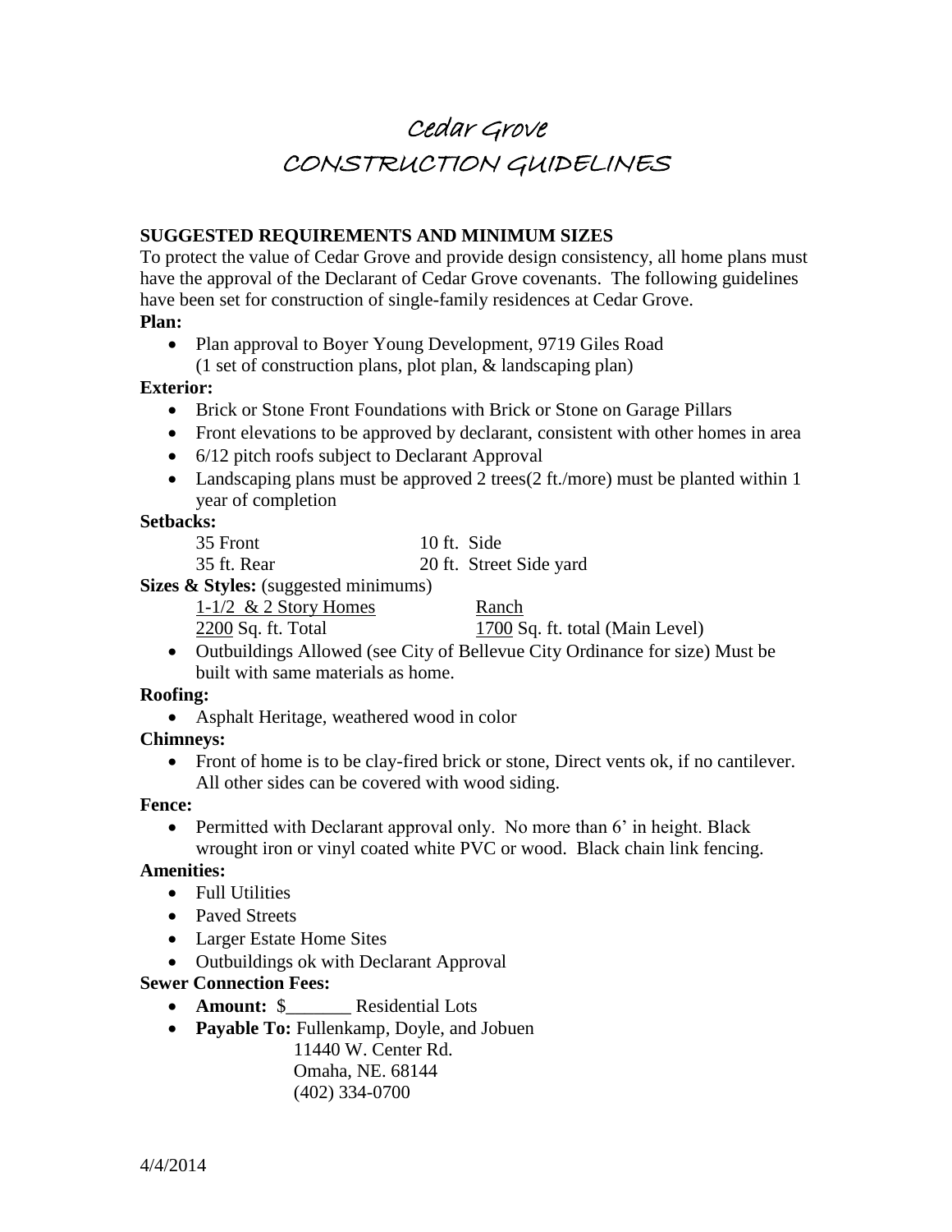# Cedar Grove
# CONSTRUCTION GUIDELINES

**SUGGESTED REQUIREMENTS AND MINIMUM SIZES**

To protect the value of Cedar Grove and provide design consistency, all home plans must have the approval of the Declarant of Cedar Grove covenants. The following guidelines have been set for construction of single-family residences at Cedar Grove.

**Plan:**

- Plan approval to Boyer Young Development, 9719 Giles Road
  (1 set of construction plans, plot plan, & landscaping plan)

**Exterior:**

- Brick or Stone Front Foundations with Brick or Stone on Garage Pillars
- Front elevations to be approved by declarant, consistent with other homes in area
- 6/12 pitch roofs subject to Declarant Approval
- Landscaping plans must be approved 2 trees(2 ft./more) must be planted within 1 year of completion

**Setbacks:**

| | |
|---|---|
| 35 Front | 10 ft. Side |
| 35 ft. Rear | 20 ft. Street Side yard |

**Sizes & Styles:** (suggested minimums)

| <u>1-1/2 & 2 Story Homes</u> | <u>Ranch</u> |
|---|---|
| <u>2200</u> Sq. ft. Total | <u>1700</u> Sq. ft. total (Main Level) |

- Outbuildings Allowed (see City of Bellevue City Ordinance for size) Must be built with same materials as home.

**Roofing:**

- Asphalt Heritage, weathered wood in color

**Chimneys:**

- Front of home is to be clay-fired brick or stone, Direct vents ok, if no cantilever. All other sides can be covered with wood siding.

**Fence:**

- Permitted with Declarant approval only. No more than 6' in height. Black wrought iron or vinyl coated white PVC or wood. Black chain link fencing.

**Amenities:**

- Full Utilities
- Paved Streets
- Larger Estate Home Sites
- Outbuildings ok with Declarant Approval

**Sewer Connection Fees:**

- **Amount:** $_______ Residential Lots
- **Payable To:** Fullenkamp, Doyle, and Jobuen
  11440 W. Center Rd.
  Omaha, NE. 68144
  (402) 334-0700

4/4/2014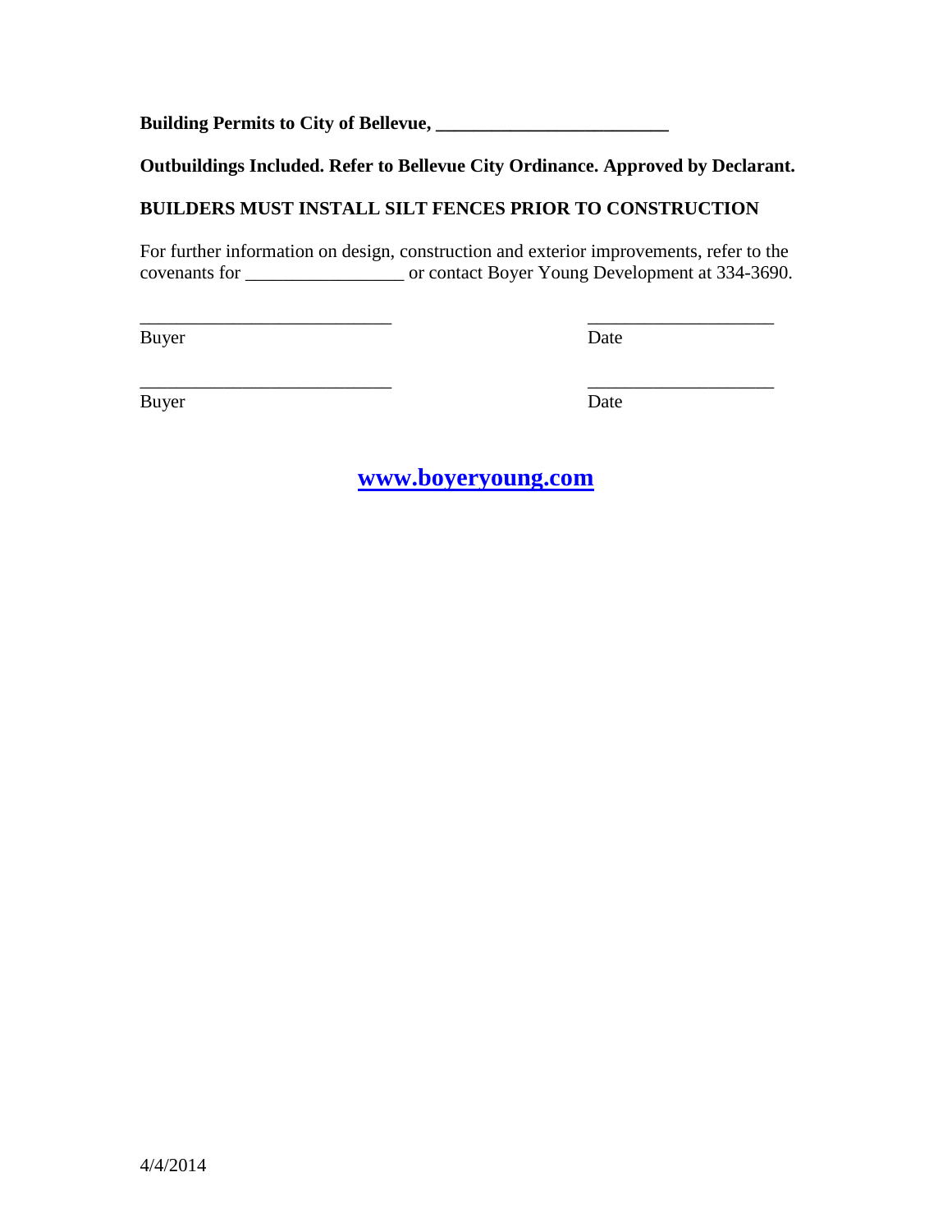**Building Permits to City of Bellevue, \_\_\_\_\_\_\_\_\_\_\_\_\_\_\_\_\_\_\_\_\_\_\_\_\_**

**Outbuildings Included. Refer to Bellevue City Ordinance. Approved by Declarant.**

**BUILDERS MUST INSTALL SILT FENCES PRIOR TO CONSTRUCTION**

For further information on design, construction and exterior improvements, refer to the covenants for \_\_\_\_\_\_\_\_\_\_\_\_\_\_\_\_\_ or contact Boyer Young Development at 334-3690.

| | |
|---|---|
| \_\_\_\_\_\_\_\_\_\_\_\_\_\_\_\_\_\_\_\_\_\_\_\_\_\_\_ | \_\_\_\_\_\_\_\_\_\_\_\_\_\_\_\_\_\_\_\_ |
| Buyer | Date |
| \_\_\_\_\_\_\_\_\_\_\_\_\_\_\_\_\_\_\_\_\_\_\_\_\_\_\_ | \_\_\_\_\_\_\_\_\_\_\_\_\_\_\_\_\_\_\_\_ |
| Buyer | Date |

**www.boyeryoung.com**

4/4/2014